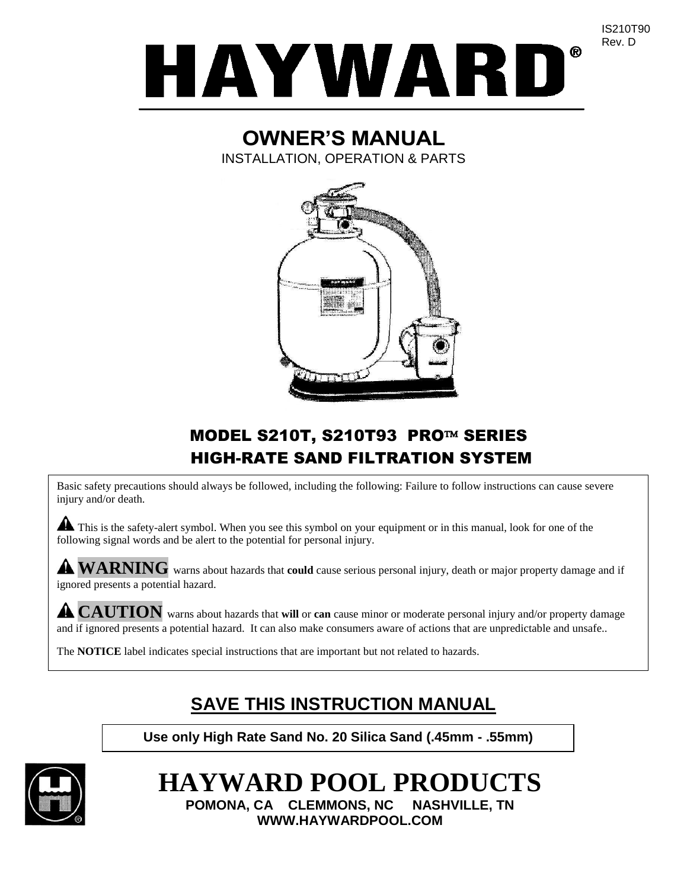IS210T90
Rev. D

# HAYWARD®

## OWNER'S MANUAL

INSTALLATION, OPERATION & PARTS

## MODEL S210T, S210T93 PRO™ SERIES
## HIGH-RATE SAND FILTRATION SYSTEM

Basic safety precautions should always be followed, including the following: Failure to follow instructions can cause severe injury and/or death.

⚠ This is the safety-alert symbol. When you see this symbol on your equipment or in this manual, look for one of the following signal words and be alert to the potential for personal injury.

⚠ **WARNING** warns about hazards that **could** cause serious personal injury, death or major property damage and if ignored presents a potential hazard.

⚠ **CAUTION** warns about hazards that **will** or **can** cause minor or moderate personal injury and/or property damage and if ignored presents a potential hazard. It can also make consumers aware of actions that are unpredictable and unsafe..

The **NOTICE** label indicates special instructions that are important but not related to hazards.

## SAVE THIS INSTRUCTION MANUAL

**Use only High Rate Sand No. 20 Silica Sand (.45mm - .55mm)**

# HAYWARD POOL PRODUCTS

**POMONA, CA CLEMMONS, NC NASHVILLE, TN**
**WWW.HAYWARDPOOL.COM**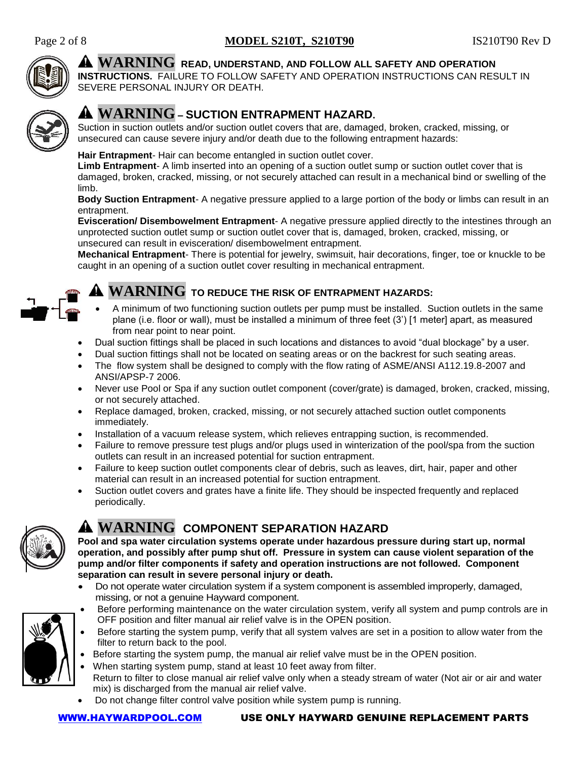## ⚠ WARNING READ, UNDERSTAND, AND FOLLOW ALL SAFETY AND OPERATION INSTRUCTIONS.

FAILURE TO FOLLOW SAFETY AND OPERATION INSTRUCTIONS CAN RESULT IN SEVERE PERSONAL INJURY OR DEATH.

## ⚠ WARNING – SUCTION ENTRAPMENT HAZARD.

Suction in suction outlets and/or suction outlet covers that are, damaged, broken, cracked, missing, or unsecured can cause severe injury and/or death due to the following entrapment hazards:

**Hair Entrapment**- Hair can become entangled in suction outlet cover.
**Limb Entrapment**- A limb inserted into an opening of a suction outlet sump or suction outlet cover that is damaged, broken, cracked, missing, or not securely attached can result in a mechanical bind or swelling of the limb.
**Body Suction Entrapment**- A negative pressure applied to a large portion of the body or limbs can result in an entrapment.
**Evisceration/ Disembowelment Entrapment**- A negative pressure applied directly to the intestines through an unprotected suction outlet sump or suction outlet cover that is, damaged, broken, cracked, missing, or unsecured can result in evisceration/ disembowelment entrapment.
**Mechanical Entrapment**- There is potential for jewelry, swimsuit, hair decorations, finger, toe or knuckle to be caught in an opening of a suction outlet cover resulting in mechanical entrapment.

## ⚠ WARNING TO REDUCE THE RISK OF ENTRAPMENT HAZARDS:

- A minimum of two functioning suction outlets per pump must be installed. Suction outlets in the same plane (i.e. floor or wall), must be installed a minimum of three feet (3') [1 meter] apart, as measured from near point to near point.
- Dual suction fittings shall be placed in such locations and distances to avoid "dual blockage" by a user.
- Dual suction fittings shall not be located on seating areas or on the backrest for such seating areas.
- The flow system shall be designed to comply with the flow rating of ASME/ANSI A112.19.8-2007 and ANSI/APSP-7 2006.
- Never use Pool or Spa if any suction outlet component (cover/grate) is damaged, broken, cracked, missing, or not securely attached.
- Replace damaged, broken, cracked, missing, or not securely attached suction outlet components immediately.
- Installation of a vacuum release system, which relieves entrapping suction, is recommended.
- Failure to remove pressure test plugs and/or plugs used in winterization of the pool/spa from the suction outlets can result in an increased potential for suction entrapment.
- Failure to keep suction outlet components clear of debris, such as leaves, dirt, hair, paper and other material can result in an increased potential for suction entrapment.
- Suction outlet covers and grates have a finite life. They should be inspected frequently and replaced periodically.

## ⚠ WARNING COMPONENT SEPARATION HAZARD

**Pool and spa water circulation systems operate under hazardous pressure during start up, normal operation, and possibly after pump shut off. Pressure in system can cause violent separation of the pump and/or filter components if safety and operation instructions are not followed. Component separation can result in severe personal injury or death.**

- Do not operate water circulation system if a system component is assembled improperly, damaged, missing, or not a genuine Hayward component.
- Before performing maintenance on the water circulation system, verify all system and pump controls are in OFF position and filter manual air relief valve is in the OPEN position.
- Before starting the system pump, verify that all system valves are set in a position to allow water from the filter to return back to the pool.
- Before starting the system pump, the manual air relief valve must be in the OPEN position.
- When starting system pump, stand at least 10 feet away from filter.
  Return to filter to close manual air relief valve only when a steady stream of water (Not air or air and water mix) is discharged from the manual air relief valve.
- Do not change filter control valve position while system pump is running.

WWW.HAYWARDPOOL.COM USE ONLY HAYWARD GENUINE REPLACEMENT PARTS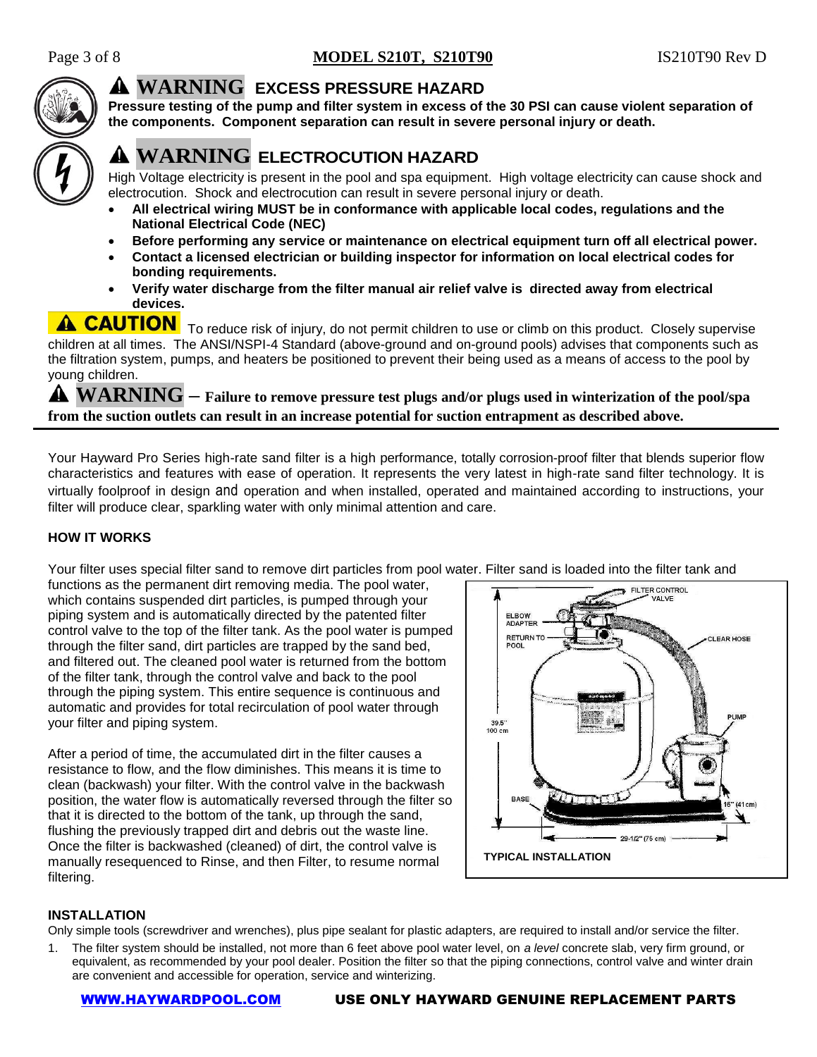**⚠ WARNING EXCESS PRESSURE HAZARD**

**Pressure testing of the pump and filter system in excess of the 30 PSI can cause violent separation of the components. Component separation can result in severe personal injury or death.**

**⚠ WARNING ELECTROCUTION HAZARD**

High Voltage electricity is present in the pool and spa equipment. High voltage electricity can cause shock and electrocution. Shock and electrocution can result in severe personal injury or death.

- **All electrical wiring MUST be in conformance with applicable local codes, regulations and the National Electrical Code (NEC)**
- **Before performing any service or maintenance on electrical equipment turn off all electrical power.**
- **Contact a licensed electrician or building inspector for information on local electrical codes for bonding requirements.**
- **Verify water discharge from the filter manual air relief valve is directed away from electrical devices.**

**⚠ CAUTION** To reduce risk of injury, do not permit children to use or climb on this product. Closely supervise children at all times. The ANSI/NSPI-4 Standard (above-ground and on-ground pools) advises that components such as the filtration system, pumps, and heaters be positioned to prevent their being used as a means of access to the pool by young children.

**⚠ WARNING – Failure to remove pressure test plugs and/or plugs used in winterization of the pool/spa from the suction outlets can result in an increase potential for suction entrapment as described above.**

---

Your Hayward Pro Series high-rate sand filter is a high performance, totally corrosion-proof filter that blends superior flow characteristics and features with ease of operation. It represents the very latest in high-rate sand filter technology. It is virtually foolproof in design and operation and when installed, operated and maintained according to instructions, your filter will produce clear, sparkling water with only minimal attention and care.

**HOW IT WORKS**

Your filter uses special filter sand to remove dirt particles from pool water. Filter sand is loaded into the filter tank and functions as the permanent dirt removing media. The pool water, which contains suspended dirt particles, is pumped through your piping system and is automatically directed by the patented filter control valve to the top of the filter tank. As the pool water is pumped through the filter sand, dirt particles are trapped by the sand bed, and filtered out. The cleaned pool water is returned from the bottom of the filter tank, through the control valve and back to the pool through the piping system. This entire sequence is continuous and automatic and provides for total recirculation of pool water through your filter and piping system.

After a period of time, the accumulated dirt in the filter causes a resistance to flow, and the flow diminishes. This means it is time to clean (backwash) your filter. With the control valve in the backwash position, the water flow is automatically reversed through the filter so that it is directed to the bottom of the tank, up through the sand, flushing the previously trapped dirt and debris out the waste line. Once the filter is backwashed (cleaned) of dirt, the control valve is manually resequenced to Rinse, and then Filter, to resume normal filtering.

FILTER CONTROL VALVE, ELBOW ADAPTER, RETURN TO POOL, CLEAR HOSE, PUMP, BASE, 39.5" 100 cm, 16" (41 cm), 29-1/2" (75 cm)

**TYPICAL INSTALLATION**

**INSTALLATION**

Only simple tools (screwdriver and wrenches), plus pipe sealant for plastic adapters, are required to install and/or service the filter.

1. The filter system should be installed, not more than 6 feet above pool water level, on *a level* concrete slab, very firm ground, or equivalent, as recommended by your pool dealer. Position the filter so that the piping connections, control valve and winter drain are convenient and accessible for operation, service and winterizing.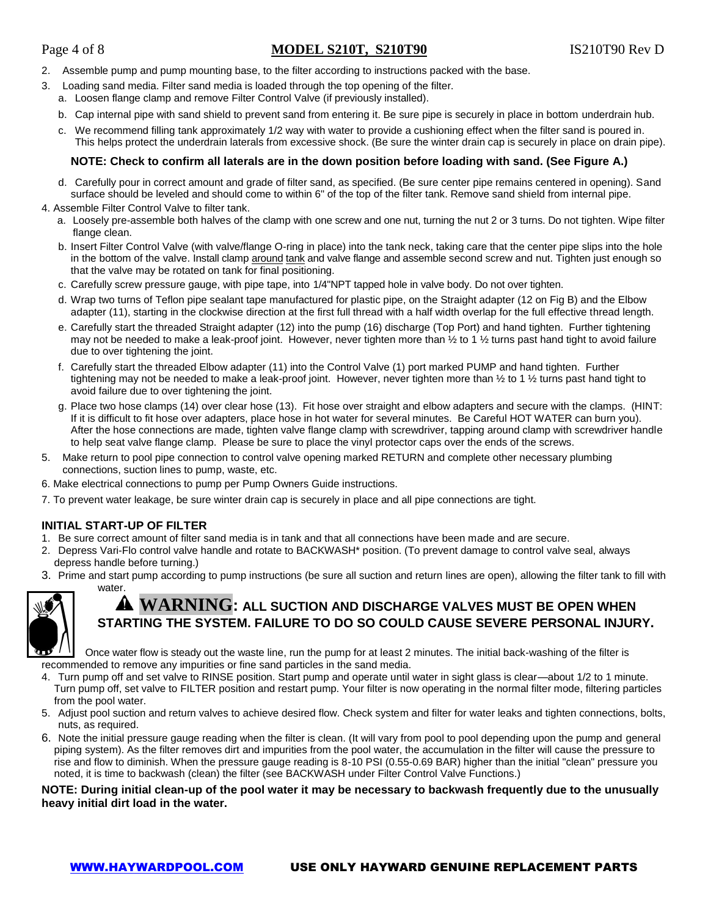2. Assemble pump and pump mounting base, to the filter according to instructions packed with the base.
3. Loading sand media. Filter sand media is loaded through the top opening of the filter.
   a. Loosen flange clamp and remove Filter Control Valve (if previously installed).
   b. Cap internal pipe with sand shield to prevent sand from entering it. Be sure pipe is securely in place in bottom underdrain hub.
   c. We recommend filling tank approximately 1/2 way with water to provide a cushioning effect when the filter sand is poured in. This helps protect the underdrain laterals from excessive shock. (Be sure the winter drain cap is securely in place on drain pipe).

   **NOTE: Check to confirm all laterals are in the down position before loading with sand. (See Figure A.)**

   d. Carefully pour in correct amount and grade of filter sand, as specified. (Be sure center pipe remains centered in opening). Sand surface should be leveled and should come to within 6" of the top of the filter tank. Remove sand shield from internal pipe.
4. Assemble Filter Control Valve to filter tank.
   a. Loosely pre-assemble both halves of the clamp with one screw and one nut, turning the nut 2 or 3 turns. Do not tighten. Wipe filter flange clean.
   b. Insert Filter Control Valve (with valve/flange O-ring in place) into the tank neck, taking care that the center pipe slips into the hole in the bottom of the valve. Install clamp around tank and valve flange and assemble second screw and nut. Tighten just enough so that the valve may be rotated on tank for final positioning.
   c. Carefully screw pressure gauge, with pipe tape, into 1/4"NPT tapped hole in valve body. Do not over tighten.
   d. Wrap two turns of Teflon pipe sealant tape manufactured for plastic pipe, on the Straight adapter (12 on Fig B) and the Elbow adapter (11), starting in the clockwise direction at the first full thread with a half width overlap for the full effective thread length.
   e. Carefully start the threaded Straight adapter (12) into the pump (16) discharge (Top Port) and hand tighten. Further tightening may not be needed to make a leak-proof joint. However, never tighten more than ½ to 1 ½ turns past hand tight to avoid failure due to over tightening the joint.
   f. Carefully start the threaded Elbow adapter (11) into the Control Valve (1) port marked PUMP and hand tighten. Further tightening may not be needed to make a leak-proof joint. However, never tighten more than ½ to 1 ½ turns past hand tight to avoid failure due to over tightening the joint.
   g. Place two hose clamps (14) over clear hose (13). Fit hose over straight and elbow adapters and secure with the clamps. (HINT: If it is difficult to fit hose over adapters, place hose in hot water for several minutes. Be Careful HOT WATER can burn you). After the hose connections are made, tighten valve flange clamp with screwdriver, tapping around clamp with screwdriver handle to help seat valve flange clamp. Please be sure to place the vinyl protector caps over the ends of the screws.
5. Make return to pool pipe connection to control valve opening marked RETURN and complete other necessary plumbing connections, suction lines to pump, waste, etc.
6. Make electrical connections to pump per Pump Owners Guide instructions.
7. To prevent water leakage, be sure winter drain cap is securely in place and all pipe connections are tight.

### INITIAL START-UP OF FILTER

1. Be sure correct amount of filter sand media is in tank and that all connections have been made and are secure.
2. Depress Vari-Flo control valve handle and rotate to BACKWASH* position. (To prevent damage to control valve seal, always depress handle before turning.)
3. Prime and start pump according to pump instructions (be sure all suction and return lines are open), allowing the filter tank to fill with water.

   **⚠ WARNING: ALL SUCTION AND DISCHARGE VALVES MUST BE OPEN WHEN STARTING THE SYSTEM. FAILURE TO DO SO COULD CAUSE SEVERE PERSONAL INJURY.**

   Once water flow is steady out the waste line, run the pump for at least 2 minutes. The initial back-washing of the filter is recommended to remove any impurities or fine sand particles in the sand media.
4. Turn pump off and set valve to RINSE position. Start pump and operate until water in sight glass is clear—about 1/2 to 1 minute. Turn pump off, set valve to FILTER position and restart pump. Your filter is now operating in the normal filter mode, filtering particles from the pool water.
5. Adjust pool suction and return valves to achieve desired flow. Check system and filter for water leaks and tighten connections, bolts, nuts, as required.
6. Note the initial pressure gauge reading when the filter is clean. (It will vary from pool to pool depending upon the pump and general piping system). As the filter removes dirt and impurities from the pool water, the accumulation in the filter will cause the pressure to rise and flow to diminish. When the pressure gauge reading is 8-10 PSI (0.55-0.69 BAR) higher than the initial "clean" pressure you noted, it is time to backwash (clean) the filter (see BACKWASH under Filter Control Valve Functions.)

**NOTE: During initial clean-up of the pool water it may be necessary to backwash frequently due to the unusually heavy initial dirt load in the water.**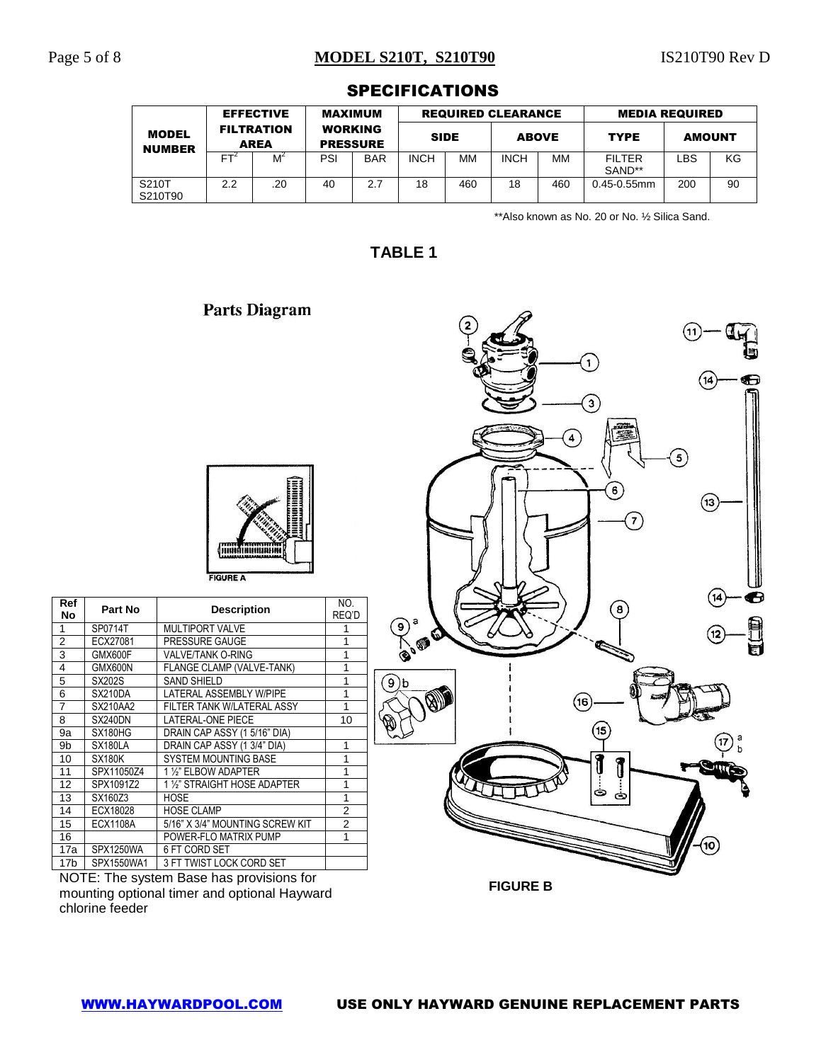# SPECIFICATIONS

| MODEL NUMBER | EFFECTIVE FILTRATION AREA | | MAXIMUM WORKING PRESSURE | | REQUIRED CLEARANCE | | | | MEDIA REQUIRED | | |
|---|---|---|---|---|---|---|---|---|---|---|---|
| | | | | | SIDE | | ABOVE | | TYPE | AMOUNT | |
| | $FT^2$ | $M^2$ | PSI | BAR | INCH | MM | INCH | MM | FILTER SAND** | LBS | KG |
| S210T S210T90 | 2.2 | .20 | 40 | 2.7 | 18 | 460 | 18 | 460 | 0.45-0.55mm | 200 | 90 |

**Also known as No. 20 or No. ½ Silica Sand.

**TABLE 1**

## Parts Diagram

FIGURE A

| Ref No | Part No | Description | NO. REQ'D |
|---|---|---|---|
| 1 | SP0714T | MULTIPORT VALVE | 1 |
| 2 | ECX27081 | PRESSURE GAUGE | 1 |
| 3 | GMX600F | VALVE/TANK O-RING | 1 |
| 4 | GMX600N | FLANGE CLAMP (VALVE-TANK) | 1 |
| 5 | SX202S | SAND SHIELD | 1 |
| 6 | SX210DA | LATERAL ASSEMBLY W/PIPE | 1 |
| 7 | SX210AA2 | FILTER TANK W/LATERAL ASSY | 1 |
| 8 | SX240DN | LATERAL-ONE PIECE | 10 |
| 9a | SX180HG | DRAIN CAP ASSY (1 5/16" DIA) | |
| 9b | SX180LA | DRAIN CAP ASSY (1 3/4" DIA) | 1 |
| 10 | SX180K | SYSTEM MOUNTING BASE | 1 |
| 11 | SPX11050Z4 | 1 ½" ELBOW ADAPTER | 1 |
| 12 | SPX1091Z2 | 1 ½" STRAIGHT HOSE ADAPTER | 1 |
| 13 | SX160Z3 | HOSE | 1 |
| 14 | ECX18028 | HOSE CLAMP | 2 |
| 15 | ECX1108A | 5/16" X 3/4" MOUNTING SCREW KIT | 2 |
| 16 | | POWER-FLO MATRIX PUMP | 1 |
| 17a | SPX1250WA | 6 FT CORD SET | |
| 17b | SPX1550WA1 | 3 FT TWIST LOCK CORD SET | |

NOTE: The system Base has provisions for mounting optional timer and optional Hayward chlorine feeder

FIGURE B

WWW.HAYWARDPOOL.COM USE ONLY HAYWARD GENUINE REPLACEMENT PARTS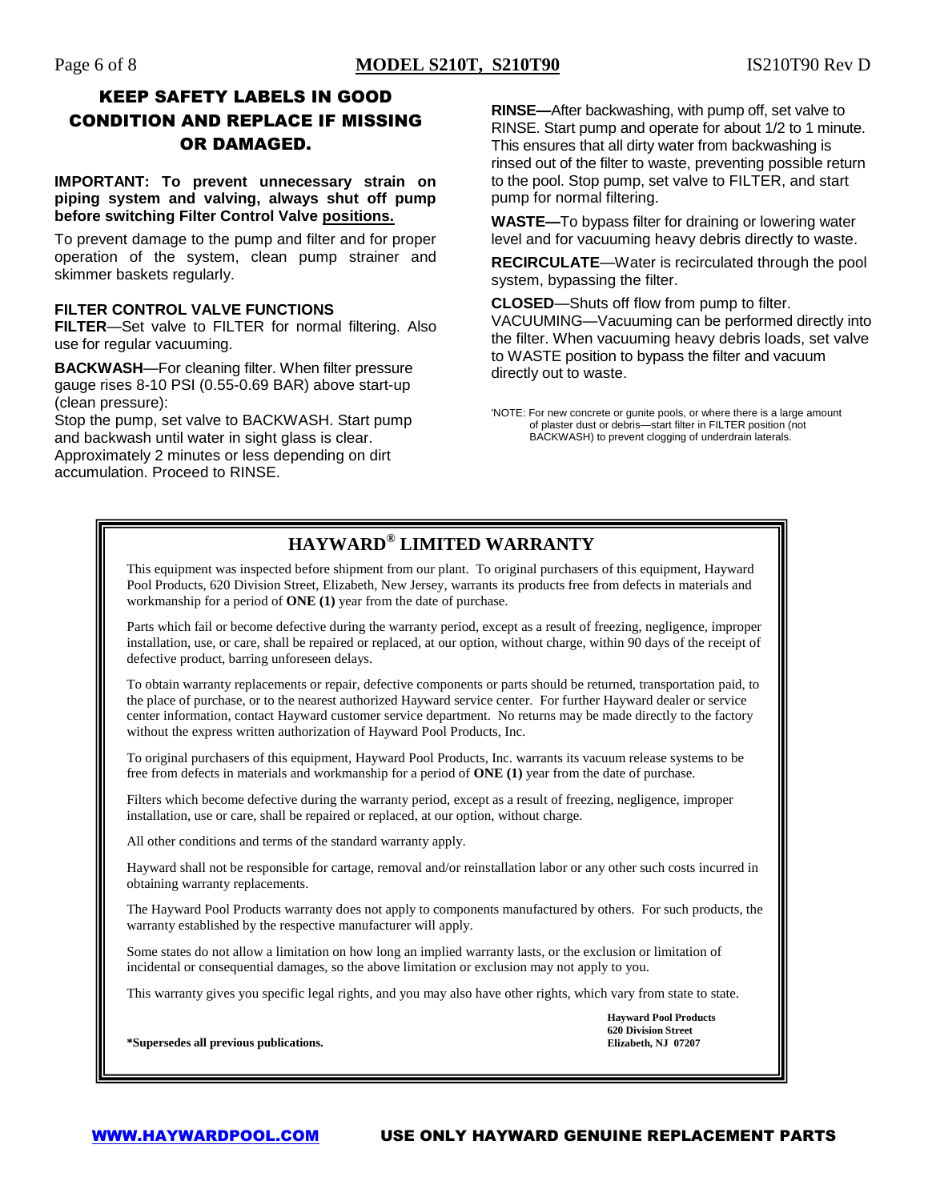## KEEP SAFETY LABELS IN GOOD CONDITION AND REPLACE IF MISSING OR DAMAGED.

**IMPORTANT: To prevent unnecessary strain on piping system and valving, always shut off pump before switching Filter Control Valve positions.**

To prevent damage to the pump and filter and for proper operation of the system, clean pump strainer and skimmer baskets regularly.

### FILTER CONTROL VALVE FUNCTIONS

**FILTER**—Set valve to FILTER for normal filtering. Also use for regular vacuuming.

**BACKWASH**—For cleaning filter. When filter pressure gauge rises 8-10 PSI (0.55-0.69 BAR) above start-up (clean pressure):
Stop the pump, set valve to BACKWASH. Start pump and backwash until water in sight glass is clear. Approximately 2 minutes or less depending on dirt accumulation. Proceed to RINSE.

**RINSE—**After backwashing, with pump off, set valve to RINSE. Start pump and operate for about 1/2 to 1 minute. This ensures that all dirty water from backwashing is rinsed out of the filter to waste, preventing possible return to the pool. Stop pump, set valve to FILTER, and start pump for normal filtering.

**WASTE—**To bypass filter for draining or lowering water level and for vacuuming heavy debris directly to waste.

**RECIRCULATE**—Water is recirculated through the pool system, bypassing the filter.

**CLOSED**—Shuts off flow from pump to filter.

VACUUMING—Vacuuming can be performed directly into the filter. When vacuuming heavy debris loads, set valve to WASTE position to bypass the filter and vacuum directly out to waste.

'NOTE: For new concrete or gunite pools, or where there is a large amount of plaster dust or debris—start filter in FILTER position (not BACKWASH) to prevent clogging of underdrain laterals.

## HAYWARD® LIMITED WARRANTY

This equipment was inspected before shipment from our plant. To original purchasers of this equipment, Hayward Pool Products, 620 Division Street, Elizabeth, New Jersey, warrants its products free from defects in materials and workmanship for a period of **ONE (1)** year from the date of purchase.

Parts which fail or become defective during the warranty period, except as a result of freezing, negligence, improper installation, use, or care, shall be repaired or replaced, at our option, without charge, within 90 days of the receipt of defective product, barring unforeseen delays.

To obtain warranty replacements or repair, defective components or parts should be returned, transportation paid, to the place of purchase, or to the nearest authorized Hayward service center. For further Hayward dealer or service center information, contact Hayward customer service department. No returns may be made directly to the factory without the express written authorization of Hayward Pool Products, Inc.

To original purchasers of this equipment, Hayward Pool Products, Inc. warrants its vacuum release systems to be free from defects in materials and workmanship for a period of **ONE (1)** year from the date of purchase.

Filters which become defective during the warranty period, except as a result of freezing, negligence, improper installation, use or care, shall be repaired or replaced, at our option, without charge.

All other conditions and terms of the standard warranty apply.

Hayward shall not be responsible for cartage, removal and/or reinstallation labor or any other such costs incurred in obtaining warranty replacements.

The Hayward Pool Products warranty does not apply to components manufactured by others. For such products, the warranty established by the respective manufacturer will apply.

Some states do not allow a limitation on how long an implied warranty lasts, or the exclusion or limitation of incidental or consequential damages, so the above limitation or exclusion may not apply to you.

This warranty gives you specific legal rights, and you may also have other rights, which vary from state to state.

**\*Supersedes all previous publications.**

**Hayward Pool Products**
**620 Division Street**
**Elizabeth, NJ 07207**

WWW.HAYWARDPOOL.COM **USE ONLY HAYWARD GENUINE REPLACEMENT PARTS**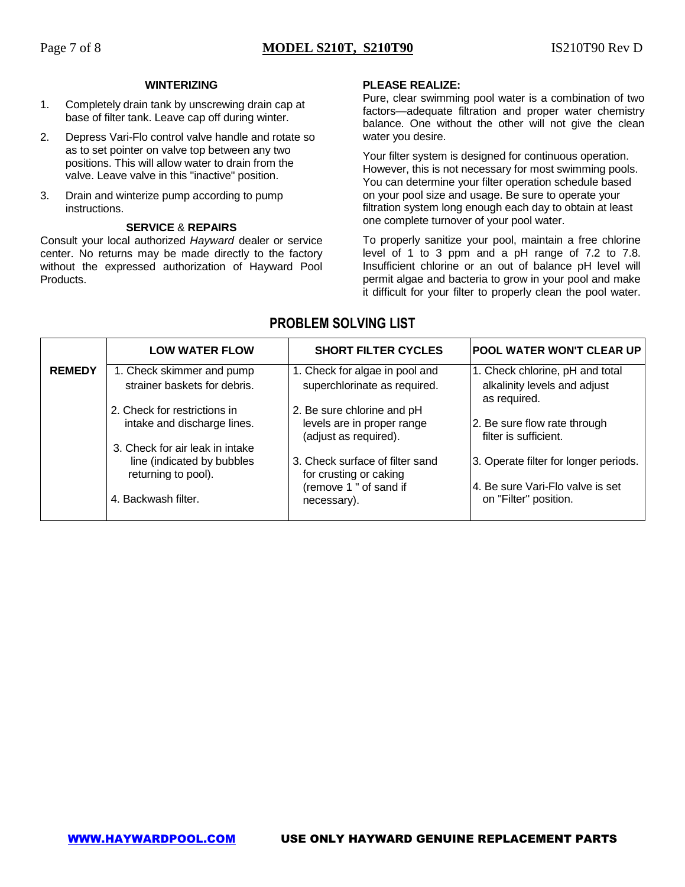## WINTERIZING

1. Completely drain tank by unscrewing drain cap at base of filter tank. Leave cap off during winter.
2. Depress Vari-Flo control valve handle and rotate so as to set pointer on valve top between any two positions. This will allow water to drain from the valve. Leave valve in this "inactive" position.
3. Drain and winterize pump according to pump instructions.

## SERVICE & REPAIRS

Consult your local authorized *Hayward* dealer or service center. No returns may be made directly to the factory without the expressed authorization of Hayward Pool Products.

**PLEASE REALIZE:**
Pure, clear swimming pool water is a combination of two factors—adequate filtration and proper water chemistry balance. One without the other will not give the clean water you desire.

Your filter system is designed for continuous operation. However, this is not necessary for most swimming pools. You can determine your filter operation schedule based on your pool size and usage. Be sure to operate your filtration system long enough each day to obtain at least one complete turnover of your pool water.

To properly sanitize your pool, maintain a free chlorine level of 1 to 3 ppm and a pH range of 7.2 to 7.8. Insufficient chlorine or an out of balance pH level will permit algae and bacteria to grow in your pool and make it difficult for your filter to properly clean the pool water.

## PROBLEM SOLVING LIST

| | LOW WATER FLOW | SHORT FILTER CYCLES | POOL WATER WON'T CLEAR UP |
|---|---|---|---|
| **REMEDY** | 1. Check skimmer and pump strainer baskets for debris.<br>2. Check for restrictions in intake and discharge lines.<br>3. Check for air leak in intake line (indicated by bubbles returning to pool).<br>4. Backwash filter. | 1. Check for algae in pool and superchlorinate as required.<br>2. Be sure chlorine and pH levels are in proper range (adjust as required).<br>3. Check surface of filter sand for crusting or caking (remove 1 " of sand if necessary). | 1. Check chlorine, pH and total alkalinity levels and adjust as required.<br>2. Be sure flow rate through filter is sufficient.<br>3. Operate filter for longer periods.<br>4. Be sure Vari-Flo valve is set on "Filter" position. |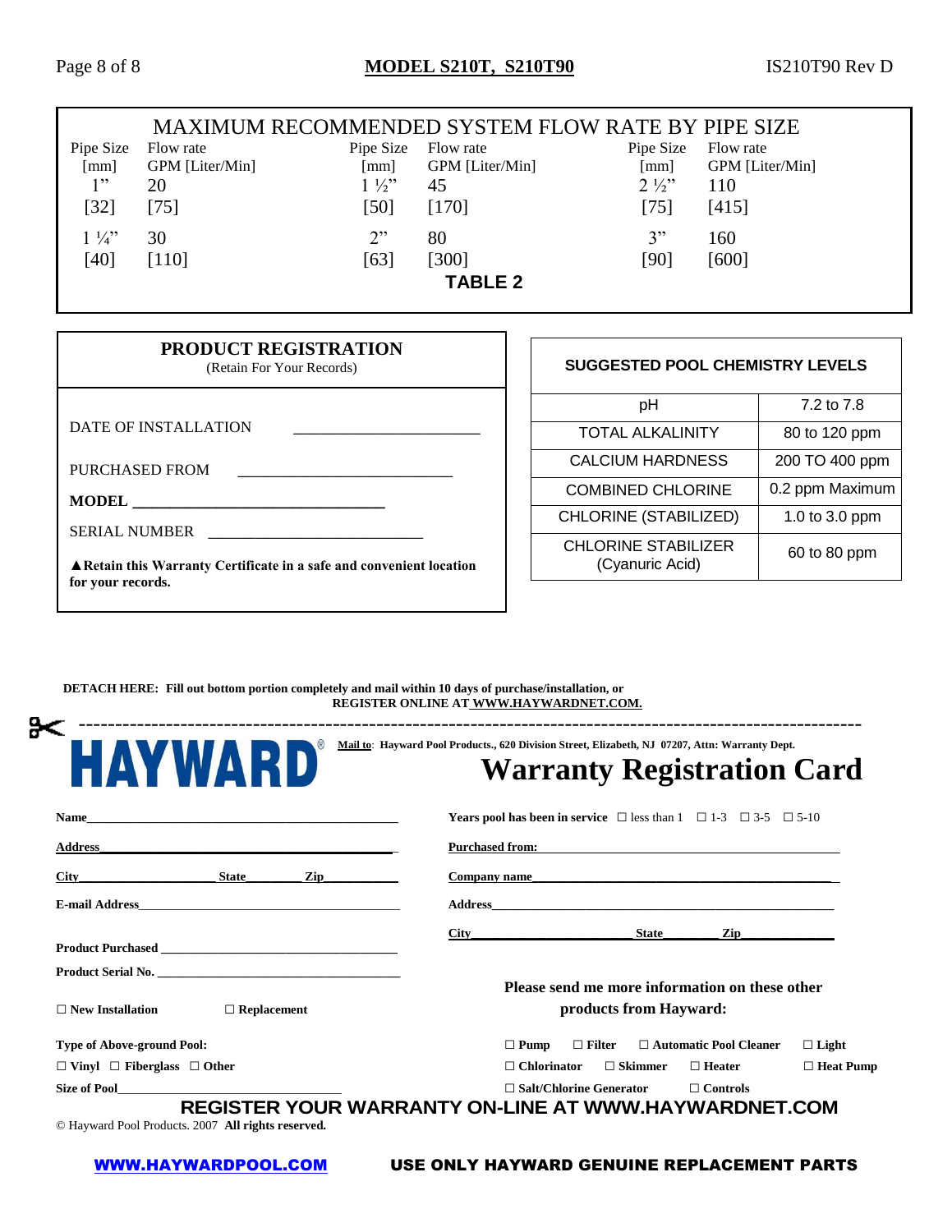## MAXIMUM RECOMMENDED SYSTEM FLOW RATE BY PIPE SIZE

| Pipe Size [mm] | Flow rate GPM [Liter/Min] | Pipe Size [mm] | Flow rate GPM [Liter/Min] | Pipe Size [mm] | Flow rate GPM [Liter/Min] |
|---|---|---|---|---|---|
| 1” [32] | 20 [75] | 1 ½” [50] | 45 [170] | 2 ½” [75] | 110 [415] |
| 1 ¼” [40] | 30 [110] | 2” [63] | 80 [300] | 3” [90] | 160 [600] |

**TABLE 2**

## PRODUCT REGISTRATION

(Retain For Your Records)

DATE OF INSTALLATION ______________________

PURCHASED FROM _________________________

**MODEL** _____________________________

SERIAL NUMBER _________________________

**▲Retain this Warranty Certificate in a safe and convenient location for your records.**

| SUGGESTED POOL CHEMISTRY LEVELS | |
|---|---|
| pH | 7.2 to 7.8 |
| TOTAL ALKALINITY | 80 to 120 ppm |
| CALCIUM HARDNESS | 200 TO 400 ppm |
| COMBINED CHLORINE | 0.2 ppm Maximum |
| CHLORINE (STABILIZED) | 1.0 to 3.0 ppm |
| CHLORINE STABILIZER (Cyanuric Acid) | 60 to 80 ppm |

**DETACH HERE: Fill out bottom portion completely and mail within 10 days of purchase/installation, or REGISTER ONLINE AT WWW.HAYWARDNET.COM.**

---

**HAYWARD®**

**Mail to**: **Hayward Pool Products., 620 Division Street, Elizabeth, NJ 07207, Attn: Warranty Dept.**

# Warranty Registration Card

**Name**______________________________________________

**Address**____________________________________________

**City**____________________ **State**________ **Zip**__________

**E-mail Address**_______________________________________

**Product Purchased** ___________________________________

**Product Serial No.** ___________________________________

☐ **New Installation** ☐ **Replacement**

**Type of Above-ground Pool:**

☐ **Vinyl** ☐ **Fiberglass** ☐ **Other**

**Size of Pool**_________________________________

**Years pool has been in service** ☐ less than 1 ☐ 1-3 ☐ 3-5 ☐ 5-10

**Purchased from:**_______________________________________

**Company name**_______________________________________

**Address**___________________________________________

**City**______________________ **State**________ **Zip**____________

**Please send me more information on these other products from Hayward:**

☐ **Pump** ☐ **Filter** ☐ **Automatic Pool Cleaner** ☐ **Light**

☐ **Chlorinator** ☐ **Skimmer** ☐ **Heater** ☐ **Heat Pump**

☐ **Salt/Chlorine Generator** ☐ **Controls**

**REGISTER YOUR WARRANTY ON-LINE AT WWW.HAYWARDNET.COM**

© Hayward Pool Products. 2007 **All rights reserved.**

**WWW.HAYWARDPOOL.COM** **USE ONLY HAYWARD GENUINE REPLACEMENT PARTS**